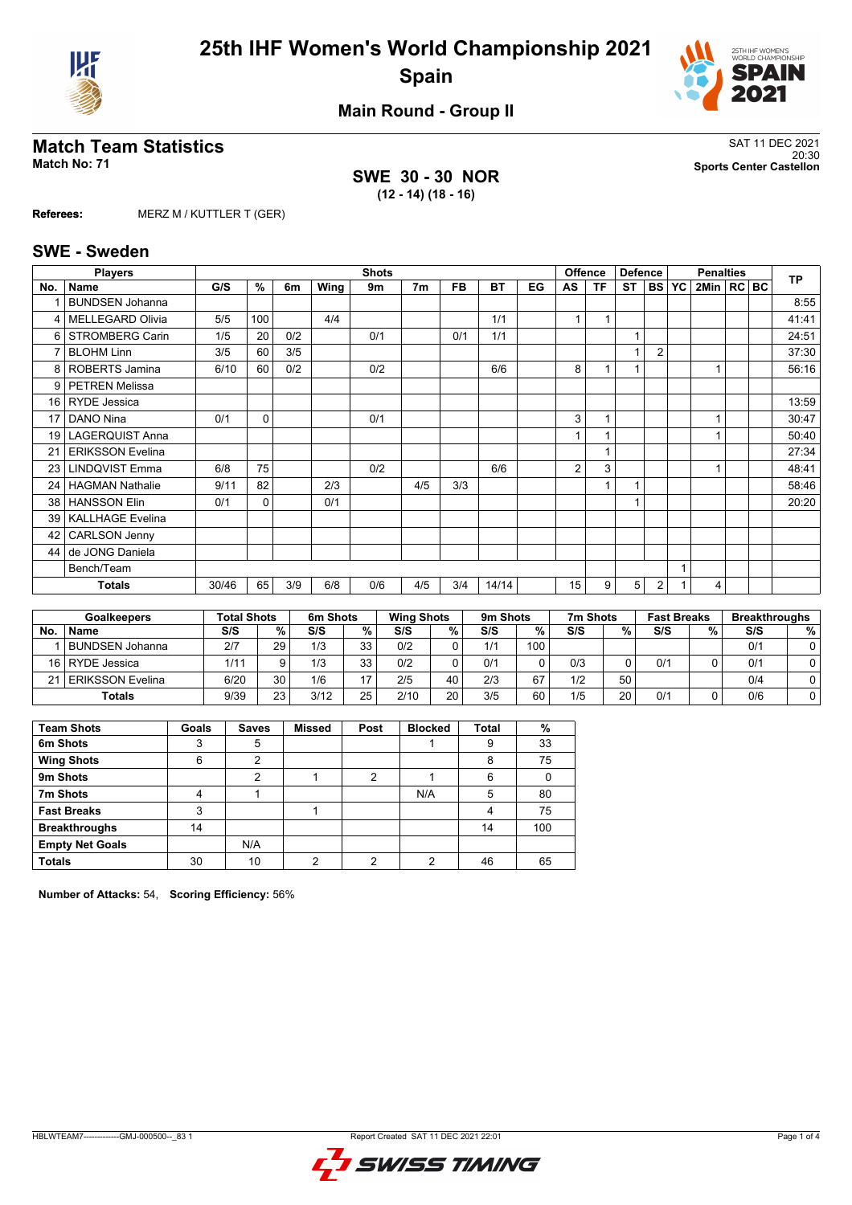# 25th IHF Women's World Championship 2021

## Spain

### Main Round - Group II

## Match Team Statistics

**Match No: 71**

SAT 11 DEC 2021
20:30
**Sports Center Castellon**

**SWE 30 - 30 NOR**
**(12 - 14) (18 - 16)**

**Referees:** MERZ M / KUTTLER T (GER)

### SWE - Sweden

| Players | | Shots | | | | | | | | | Offence | | Defence | | Penalties | | | | TP |
|---|---|---|---|---|---|---|---|---|---|---|---|---|---|---|---|---|---|---|---|
| No. | Name | G/S | % | 6m | Wing | 9m | 7m | FB | BT | EG | AS | TF | ST | BS | YC | 2Min | RC | BC | |
| 1 | BUNDSEN Johanna | | | | | | | | | | | | | | | | | | 8:55 |
| 4 | MELLEGARD Olivia | 5/5 | 100 | | 4/4 | | | | 1/1 | | 1 | 1 | | | | | | | 41:41 |
| 6 | STROMBERG Carin | 1/5 | 20 | 0/2 | | 0/1 | | 0/1 | 1/1 | | | | 1 | | | | | | 24:51 |
| 7 | BLOHM Linn | 3/5 | 60 | 3/5 | | | | | | | | | 1 | 2 | | | | | 37:30 |
| 8 | ROBERTS Jamina | 6/10 | 60 | 0/2 | | 0/2 | | | 6/6 | | 8 | 1 | 1 | | | 1 | | | 56:16 |
| 9 | PETREN Melissa | | | | | | | | | | | | | | | | | | |
| 16 | RYDE Jessica | | | | | | | | | | | | | | | | | | 13:59 |
| 17 | DANO Nina | 0/1 | 0 | | | 0/1 | | | | | 3 | 1 | | | | 1 | | | 30:47 |
| 19 | LAGERQUIST Anna | | | | | | | | | | 1 | 1 | | | | 1 | | | 50:40 |
| 21 | ERIKSSON Evelina | | | | | | | | | | | 1 | | | | | | | 27:34 |
| 23 | LINDQVIST Emma | 6/8 | 75 | | | 0/2 | | | 6/6 | | 2 | 3 | | | | 1 | | | 48:41 |
| 24 | HAGMAN Nathalie | 9/11 | 82 | | 2/3 | | 4/5 | 3/3 | | | | 1 | 1 | | | | | | 58:46 |
| 38 | HANSSON Elin | 0/1 | 0 | | 0/1 | | | | | | | | 1 | | | | | | 20:20 |
| 39 | KALLHAGE Evelina | | | | | | | | | | | | | | | | | | |
| 42 | CARLSON Jenny | | | | | | | | | | | | | | | | | | |
| 44 | de JONG Daniela | | | | | | | | | | | | | | | | | | |
| | Bench/Team | | | | | | | | | | | | | | 1 | | | | |
| | **Totals** | 30/46 | 65 | 3/9 | 6/8 | 0/6 | 4/5 | 3/4 | 14/14 | | 15 | 9 | 5 | 2 | 1 | 4 | | | |

| Goalkeepers | | Total Shots | | 6m Shots | | Wing Shots | | 9m Shots | | 7m Shots | | Fast Breaks | | Breakthroughs | |
|---|---|---|---|---|---|---|---|---|---|---|---|---|---|---|---|
| No. | Name | S/S | % | S/S | % | S/S | % | S/S | % | S/S | % | S/S | % | S/S | % |
| 1 | BUNDSEN Johanna | 2/7 | 29 | 1/3 | 33 | 0/2 | 0 | 1/1 | 100 | | | | | 0/1 | 0 |
| 16 | RYDE Jessica | 1/11 | 9 | 1/3 | 33 | 0/2 | 0 | 0/1 | 0 | 0/3 | 0 | 0/1 | 0 | 0/1 | 0 |
| 21 | ERIKSSON Evelina | 6/20 | 30 | 1/6 | 17 | 2/5 | 40 | 2/3 | 67 | 1/2 | 50 | | | 0/4 | 0 |
| | **Totals** | 9/39 | 23 | 3/12 | 25 | 2/10 | 20 | 3/5 | 60 | 1/5 | 20 | 0/1 | 0 | 0/6 | 0 |

| Team Shots | Goals | Saves | Missed | Post | Blocked | Total | % |
|---|---|---|---|---|---|---|---|
| **6m Shots** | 3 | 5 | | | 1 | 9 | 33 |
| **Wing Shots** | 6 | 2 | | | | 8 | 75 |
| **9m Shots** | | 2 | 1 | 2 | 1 | 6 | 0 |
| **7m Shots** | 4 | 1 | | | N/A | 5 | 80 |
| **Fast Breaks** | 3 | | 1 | | | 4 | 75 |
| **Breakthroughs** | 14 | | | | | 14 | 100 |
| **Empty Net Goals** | | N/A | | | | | |
| **Totals** | 30 | 10 | 2 | 2 | 2 | 46 | 65 |

**Number of Attacks:** 54, **Scoring Efficiency:** 56%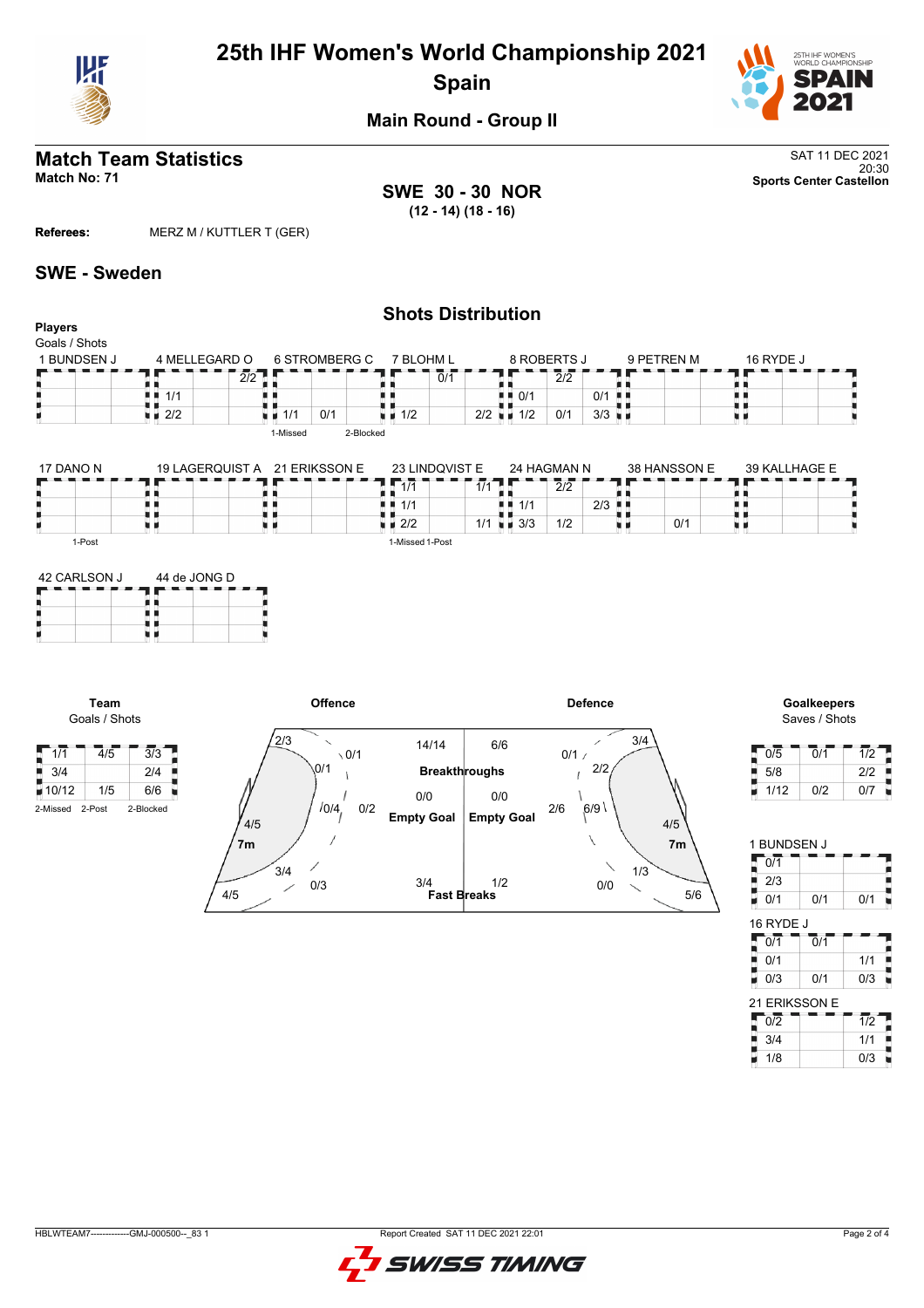# 25th IHF Women's World Championship 2021
## Spain

### Main Round - Group II

## Match Team Statistics

**Match No: 71**

SAT 11 DEC 2021
20:30
**Sports Center Castellon**

**SWE 30 - 30 NOR**
**(12 - 14) (18 - 16)**

**Referees:** MERZ M / KUTTLER T (GER)

## SWE - Sweden

### Shots Distribution

**Players**
Goals / Shots

**1 BUNDSEN J**

| | | |
|---|---|---|
| | | |
| | | |
| | | |

**4 MELLEGARD O**

| | | |
|---|---|---|
| | | 2/2 |
| 1/1 | | |
| 2/2 | | |

**6 STROMBERG C**

| | | |
|---|---|---|
| | | |
| | | |
| 1/1 | 0/1 | |

1-Missed 2-Blocked

**7 BLOHM L**

| | | |
|---|---|---|
| | 0/1 | |
| | | |
| 1/2 | | 2/2 |

**8 ROBERTS J**

| | | |
|---|---|---|
| | 2/2 | |
| 0/1 | | 0/1 |
| 1/2 | 0/1 | 3/3 |

**9 PETREN M**

| | | |
|---|---|---|
| | | |
| | | |
| | | |

**16 RYDE J**

| | | |
|---|---|---|
| | | |
| | | |
| | | |

**17 DANO N**

| | | |
|---|---|---|
| | | |
| | | |
| | | |

1-Post

**19 LAGERQUIST A**

| | | |
|---|---|---|
| | | |
| | | |
| | | |

**21 ERIKSSON E**

| | | |
|---|---|---|
| | | |
| | | |
| | | |

**23 LINDQVIST E**

| | | |
|---|---|---|
| 1/1 | | 1/1 |
| 1/1 | | |
| 2/2 | | 1/1 |

1-Missed 1-Post

**24 HAGMAN N**

| | | |
|---|---|---|
| | 2/2 | |
| 1/1 | | 2/3 |
| 3/3 | 1/2 | |

**38 HANSSON E**

| | | |
|---|---|---|
| | | |
| | | |
| | 0/1 | |

**39 KALLHAGE E**

| | | |
|---|---|---|
| | | |
| | | |
| | | |

**42 CARLSON J**

| | | |
|---|---|---|
| | | |
| | | |
| | | |

**44 de JONG D**

| | | |
|---|---|---|
| | | |
| | | |
| | | |

**Team**
Goals / Shots

| | | |
|---|---|---|
| 1/1 | 4/5 | 3/3 |
| 3/4 | | 2/4 |
| 10/12 | 1/5 | 6/6 |

2-Missed 2-Post 2-Blocked

**Offence**

| Zone | Goals / Shots |
|---|---|
| Left wing | 4/5 |
| Left back (9m) | 2/3 |
| Left back (6m) | 3/4 |
| Centre back (9m) | 0/1 |
| Centre (6m) | 0/1 |
| Centre (9m) | 0/4 |
| Right back (9m) | 0/2 |
| Right (6m) | 0/3 |
| 7m | 4/5 |

**Defence**

| Zone | Goals / Shots |
|---|---|
| Right back (9m) | 3/4 |
| Centre back (9m) | 0/1 |
| Centre (6m) | 2/2 |
| Centre (9m) | 6/9 |
| Left back (9m) | 2/6 |
| Right (6m) | 1/3 |
| Left (6m) | 0/0 |
| Right wing | 5/6 |
| 7m | 4/5 |

| | Offence | Defence |
|---|---|---|
| Breakthroughs | 14/14 | 6/6 |
| Empty Goal | 0/0 | 0/0 |
| Fast Breaks | 3/4 | 1/2 |

**Goalkeepers**
Saves / Shots

| | | |
|---|---|---|
| 0/5 | 0/1 | 1/2 |
| 5/8 | | 2/2 |
| 1/12 | 0/2 | 0/7 |

**1 BUNDSEN J**

| | | |
|---|---|---|
| 0/1 | | |
| 2/3 | | |
| 0/1 | 0/1 | 0/1 |

**16 RYDE J**

| | | |
|---|---|---|
| 0/1 | 0/1 | |
| 0/1 | | 1/1 |
| 0/3 | 0/1 | 0/3 |

**21 ERIKSSON E**

| | | |
|---|---|---|
| 0/2 | | 1/2 |
| 3/4 | | 1/1 |
| 1/8 | | 0/3 |

HBLWTEAM7--------------GMJ-000500--_83 1 Report Created SAT 11 DEC 2021 22:01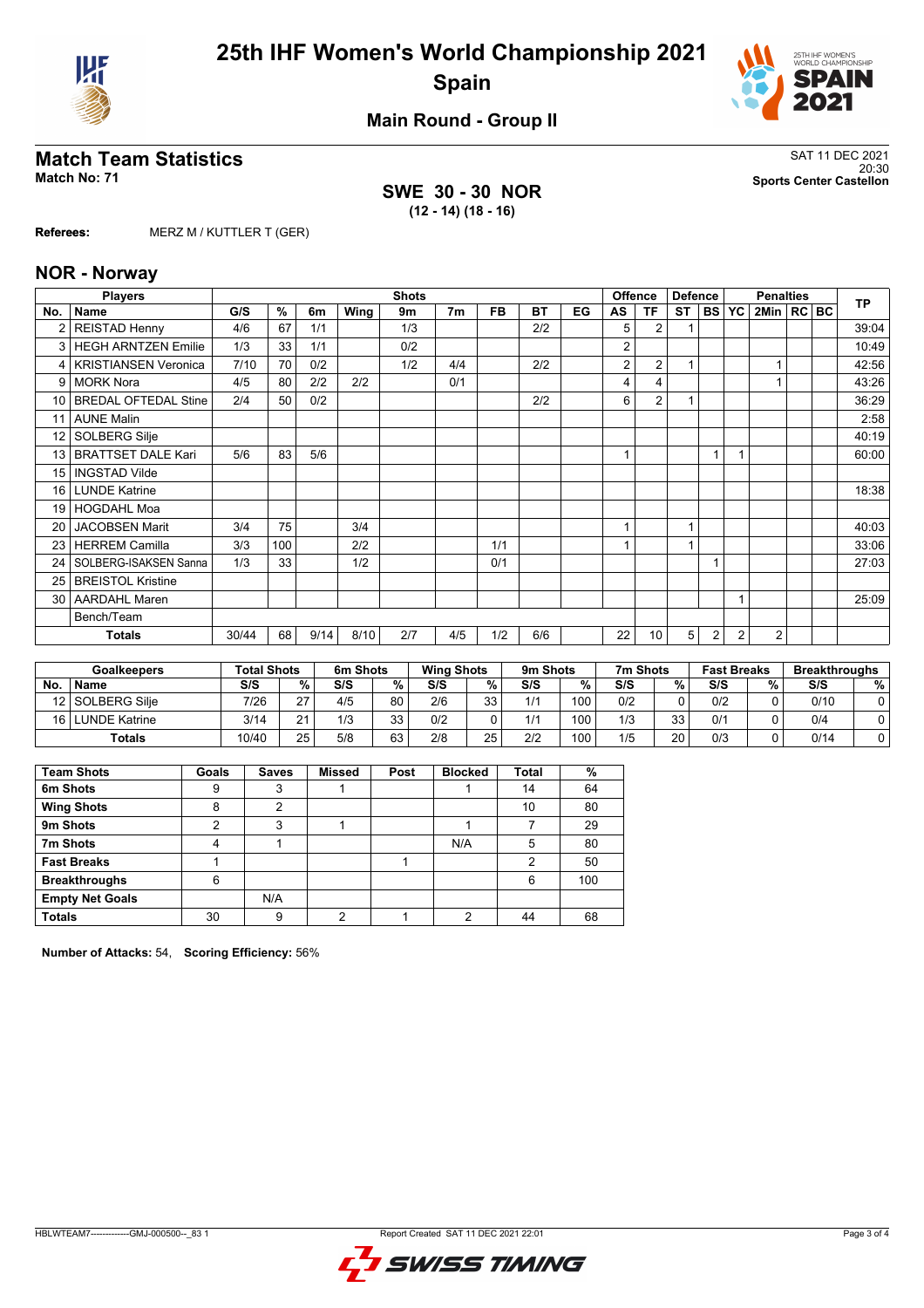# 25th IHF Women's World Championship 2021
## Spain

### Main Round - Group II

## Match Team Statistics

**Match No: 71**

SAT 11 DEC 2021
20:30
**Sports Center Castellon**

**SWE 30 - 30 NOR**
**(12 - 14) (18 - 16)**

**Referees:** MERZ M / KUTTLER T (GER)

## NOR - Norway

| Players | | Shots | | | | | | | | | Offence | | Defence | | Penalties | | | | TP |
|---|---|---|---|---|---|---|---|---|---|---|---|---|---|---|---|---|---|---|---|
| No. | Name | G/S | % | 6m | Wing | 9m | 7m | FB | BT | EG | AS | TF | ST | BS | YC | 2Min | RC | BC | |
| 2 | REISTAD Henny | 4/6 | 67 | 1/1 | | 1/3 | | | 2/2 | | 5 | 2 | 1 | | | | | | 39:04 |
| 3 | HEGH ARNTZEN Emilie | 1/3 | 33 | 1/1 | | 0/2 | | | | | 2 | | | | | | | | 10:49 |
| 4 | KRISTIANSEN Veronica | 7/10 | 70 | 0/2 | | 1/2 | 4/4 | | 2/2 | | 2 | 2 | 1 | | | 1 | | | 42:56 |
| 9 | MORK Nora | 4/5 | 80 | 2/2 | 2/2 | | 0/1 | | | | 4 | 4 | | | | 1 | | | 43:26 |
| 10 | BREDAL OFTEDAL Stine | 2/4 | 50 | 0/2 | | | | | 2/2 | | 6 | 2 | 1 | | | | | | 36:29 |
| 11 | AUNE Malin | | | | | | | | | | | | | | | | | | 2:58 |
| 12 | SOLBERG Silje | | | | | | | | | | | | | | | | | | 40:19 |
| 13 | BRATTSET DALE Kari | 5/6 | 83 | 5/6 | | | | | | | 1 | | | 1 | 1 | | | | 60:00 |
| 15 | INGSTAD Vilde | | | | | | | | | | | | | | | | | | |
| 16 | LUNDE Katrine | | | | | | | | | | | | | | | | | | 18:38 |
| 19 | HOGDAHL Moa | | | | | | | | | | | | | | | | | | |
| 20 | JACOBSEN Marit | 3/4 | 75 | | 3/4 | | | | | | 1 | | 1 | | | | | | 40:03 |
| 23 | HERREM Camilla | 3/3 | 100 | | 2/2 | | | 1/1 | | | 1 | | 1 | | | | | | 33:06 |
| 24 | SOLBERG-ISAKSEN Sanna | 1/3 | 33 | | 1/2 | | | 0/1 | | | | | | 1 | | | | | 27:03 |
| 25 | BREISTOL Kristine | | | | | | | | | | | | | | | | | | |
| 30 | AARDAHL Maren | | | | | | | | | | | | | | 1 | | | | 25:09 |
| | Bench/Team | | | | | | | | | | | | | | | | | | |
| | **Totals** | 30/44 | 68 | 9/14 | 8/10 | 2/7 | 4/5 | 1/2 | 6/6 | | 22 | 10 | 5 | 2 | 2 | 2 | | | |

| Goalkeepers | | Total Shots | | 6m Shots | | Wing Shots | | 9m Shots | | 7m Shots | | Fast Breaks | | Breakthroughs | |
|---|---|---|---|---|---|---|---|---|---|---|---|---|---|---|---|
| No. | Name | S/S | % | S/S | % | S/S | % | S/S | % | S/S | % | S/S | % | S/S | % |
| 12 | SOLBERG Silje | 7/26 | 27 | 4/5 | 80 | 2/6 | 33 | 1/1 | 100 | 0/2 | 0 | 0/2 | 0 | 0/10 | 0 |
| 16 | LUNDE Katrine | 3/14 | 21 | 1/3 | 33 | 0/2 | 0 | 1/1 | 100 | 1/3 | 33 | 0/1 | 0 | 0/4 | 0 |
| | **Totals** | 10/40 | 25 | 5/8 | 63 | 2/8 | 25 | 2/2 | 100 | 1/5 | 20 | 0/3 | 0 | 0/14 | 0 |

| Team Shots | Goals | Saves | Missed | Post | Blocked | Total | % |
|---|---|---|---|---|---|---|---|
| 6m Shots | 9 | 3 | 1 | | 1 | 14 | 64 |
| Wing Shots | 8 | 2 | | | | 10 | 80 |
| 9m Shots | 2 | 3 | 1 | | 1 | 7 | 29 |
| 7m Shots | 4 | 1 | | | N/A | 5 | 80 |
| Fast Breaks | 1 | | | 1 | | 2 | 50 |
| Breakthroughs | 6 | | | | | 6 | 100 |
| Empty Net Goals | | N/A | | | | | |
| Totals | 30 | 9 | 2 | 1 | 2 | 44 | 68 |

**Number of Attacks:** 54, **Scoring Efficiency:** 56%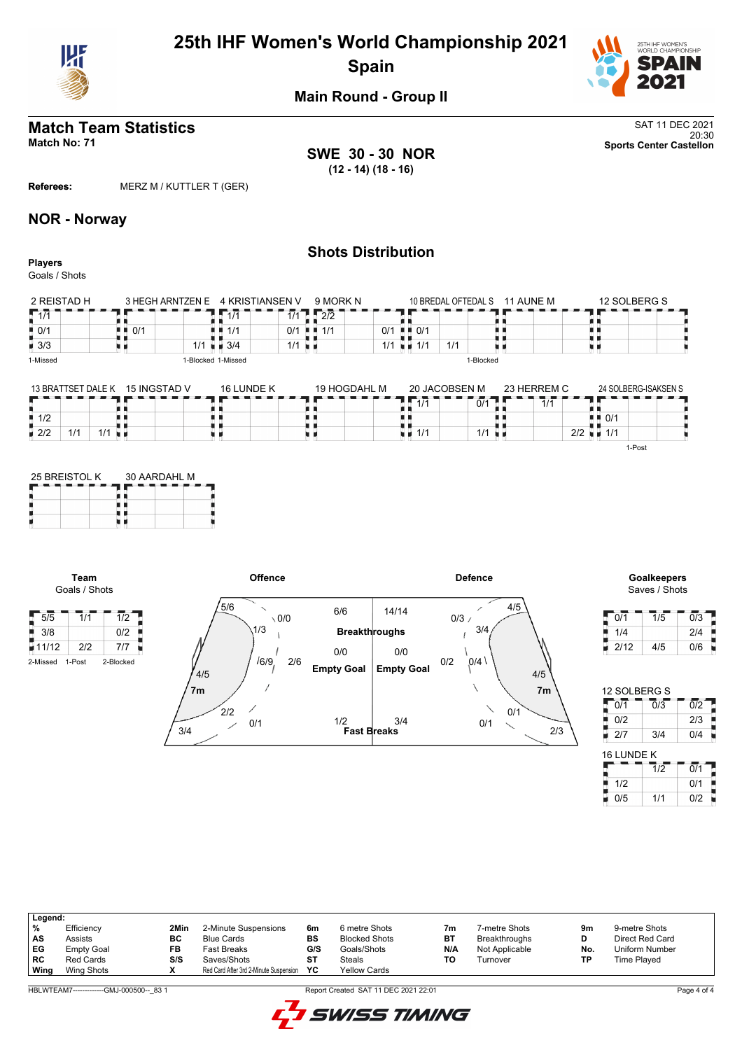# 25th IHF Women's World Championship 2021
## Spain
### Main Round - Group II

## Match Team Statistics
**Match No: 71**

SAT 11 DEC 2021
20:30
**Sports Center Castellon**

**SWE 30 - 30 NOR**
**(12 - 14) (18 - 16)**

**Referees:** MERZ M / KUTTLER T (GER)

## NOR - Norway

### Shots Distribution

**Players**
Goals / Shots

**2 REISTAD H**

| | | |
|---|---|---|
| 1/1 | | |
| 0/1 | | |
| 3/3 | | |

1-Missed

**3 HEGH ARNTZEN E**

| | | |
|---|---|---|
| | | |
| 0/1 | | |
| | | 1/1 |

1-Blocked

**4 KRISTIANSEN V**

| | | |
|---|---|---|
| 1/1 | | 1/1 |
| 1/1 | | 0/1 |
| 3/4 | | 1/1 |

1-Missed

**9 MORK N**

| | | |
|---|---|---|
| 2/2 | | |
| 1/1 | | 0/1 |
| | | 1/1 |

**10 BREDAL OFTEDAL S**

| | | |
|---|---|---|
| | | |
| 0/1 | | |
| 1/1 | 1/1 | |

1-Blocked

**11 AUNE M**

| | | |
|---|---|---|
| | | |
| | | |
| | | |

**12 SOLBERG S**

| | | |
|---|---|---|
| | | |
| | | |
| | | |

**13 BRATTSET DALE K**

| | | |
|---|---|---|
| | | |
| 1/2 | | |
| 2/2 | 1/1 | 1/1 |

**15 INGSTAD V**

| | | |
|---|---|---|
| | | |
| | | |
| | | |

**16 LUNDE K**

| | | |
|---|---|---|
| | | |
| | | |
| | | |

**19 HOGDAHL M**

| | | |
|---|---|---|
| | | |
| | | |
| | | |

**20 JACOBSEN M**

| | | |
|---|---|---|
| 1/1 | | 0/1 |
| | | |
| 1/1 | | 1/1 |

**23 HERREM C**

| | | |
|---|---|---|
| | 1/1 | |
| | | |
| | | 2/2 |

**24 SOLBERG-ISAKSEN S**

| | | |
|---|---|---|
| | | |
| 0/1 | | |
| 1/1 | | |

1-Post

**25 BREISTOL K**

| | | |
|---|---|---|
| | | |
| | | |
| | | |

**30 AARDAHL M**

| | | |
|---|---|---|
| | | |
| | | |
| | | |

**Team**
Goals / Shots

| | | |
|---|---|---|
| 5/5 | 1/1 | 1/2 |
| 3/8 | | 0/2 |
| 11/12 | 2/2 | 7/7 |

2-Missed 1-Post 2-Blocked

**Offence**

5/6
0/0
1/3
6/9
2/6
4/5
7m
2/2
0/1
3/4

| | |
|---|---|
| 6/6 | 14/14 |
| **Breakthroughs** | |
| 0/0 | 0/0 |
| **Empty Goal** | **Empty Goal** |
| 1/2 | 3/4 |
| **Fast Breaks** | |

**Defence**

0/3
4/5
3/4
0/2
0/4
4/5
7m
0/1
0/1
2/3

**Goalkeepers**
Saves / Shots

| | | |
|---|---|---|
| 0/1 | 1/5 | 0/3 |
| 1/4 | | 2/4 |
| 2/12 | 4/5 | 0/6 |

**12 SOLBERG S**

| | | |
|---|---|---|
| 0/1 | 0/3 | 0/2 |
| 0/2 | | 2/3 |
| 2/7 | 3/4 | 0/4 |

**16 LUNDE K**

| | | |
|---|---|---|
| | 1/2 | 0/1 |
| 1/2 | | 0/1 |
| 0/5 | 1/1 | 0/2 |

| Legend: | | | | | | | | | |
|---|---|---|---|---|---|---|---|---|---|
| % | Efficiency | 2Min | 2-Minute Suspensions | 6m | 6 metre Shots | 7m | 7-metre Shots | 9m | 9-metre Shots |
| AS | Assists | BC | Blue Cards | BS | Blocked Shots | BT | Breakthroughs | D | Direct Red Card |
| EG | Empty Goal | FB | Fast Breaks | G/S | Goals/Shots | N/A | Not Applicable | No. | Uniform Number |
| RC | Red Cards | S/S | Saves/Shots | ST | Steals | TO | Turnover | TP | Time Played |
| Wing | Wing Shots | X | Red Card After 3rd 2-Minute Suspension | YC | Yellow Cards | | | | |

HBLWTEAM7--------------GMJ-000500--_83 1 Report Created SAT 11 DEC 2021 22:01